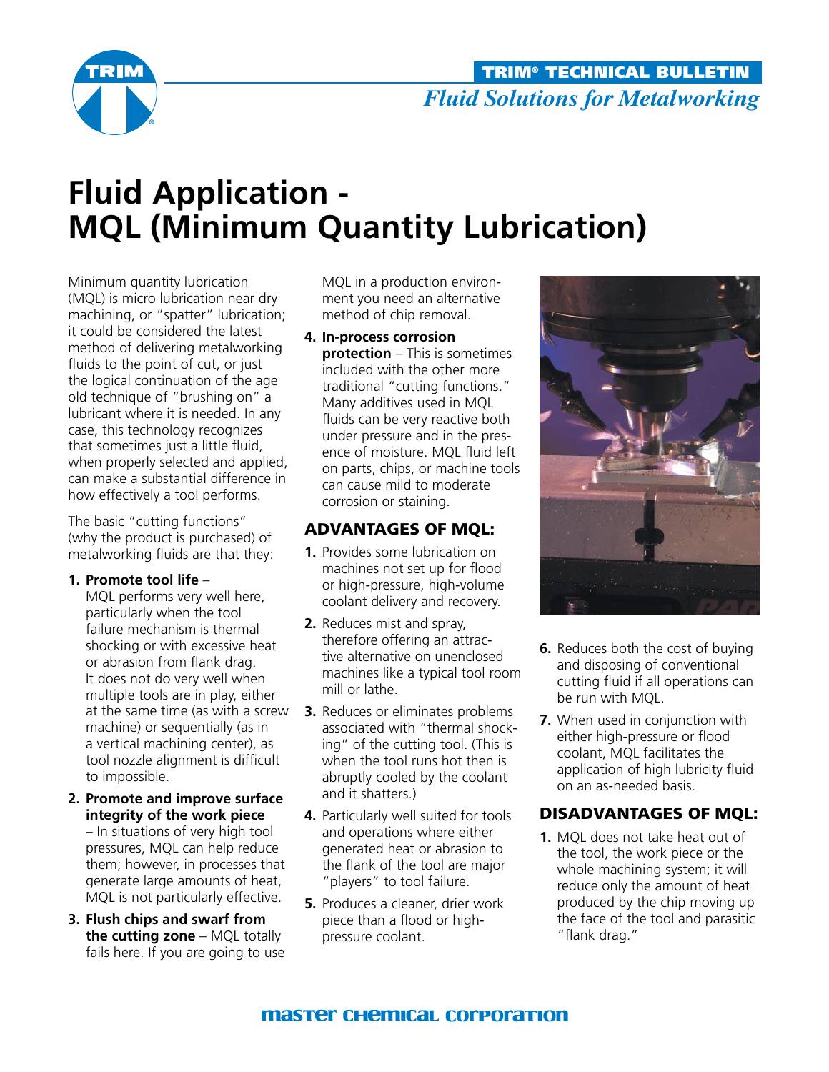TRIM® TECHNICAL BULLETIN

*Fluid Solutions for Metalworking*

# Fluid Application - MQL (Minimum Quantity Lubrication)

Minimum quantity lubrication (MQL) is micro lubrication near dry machining, or "spatter" lubrication; it could be considered the latest method of delivering metalworking fluids to the point of cut, or just the logical continuation of the age old technique of "brushing on" a lubricant where it is needed. In any case, this technology recognizes that sometimes just a little fluid, when properly selected and applied, can make a substantial difference in how effectively a tool performs.

The basic "cutting functions" (why the product is purchased) of metalworking fluids are that they:

1. **Promote tool life** – MQL performs very well here, particularly when the tool failure mechanism is thermal shocking or with excessive heat or abrasion from flank drag. It does not do very well when multiple tools are in play, either at the same time (as with a screw machine) or sequentially (as in a vertical machining center), as tool nozzle alignment is difficult to impossible.
2. **Promote and improve surface integrity of the work piece** – In situations of very high tool pressures, MQL can help reduce them; however, in processes that generate large amounts of heat, MQL is not particularly effective.
3. **Flush chips and swarf from the cutting zone** – MQL totally fails here. If you are going to use MQL in a production environment you need an alternative method of chip removal.
4. **In-process corrosion protection** – This is sometimes included with the other more traditional "cutting functions." Many additives used in MQL fluids can be very reactive both under pressure and in the presence of moisture. MQL fluid left on parts, chips, or machine tools can cause mild to moderate corrosion or staining.

## ADVANTAGES OF MQL:

1. Provides some lubrication on machines not set up for flood or high-pressure, high-volume coolant delivery and recovery.
2. Reduces mist and spray, therefore offering an attractive alternative on unenclosed machines like a typical tool room mill or lathe.
3. Reduces or eliminates problems associated with "thermal shocking" of the cutting tool. (This is when the tool runs hot then is abruptly cooled by the coolant and it shatters.)
4. Particularly well suited for tools and operations where either generated heat or abrasion to the flank of the tool are major "players" to tool failure.
5. Produces a cleaner, drier work piece than a flood or high-pressure coolant.
6. Reduces both the cost of buying and disposing of conventional cutting fluid if all operations can be run with MQL.
7. When used in conjunction with either high-pressure or flood coolant, MQL facilitates the application of high lubricity fluid on an as-needed basis.

## DISADVANTAGES OF MQL:

1. MQL does not take heat out of the tool, the work piece or the whole machining system; it will reduce only the amount of heat produced by the chip moving up the face of the tool and parasitic "flank drag."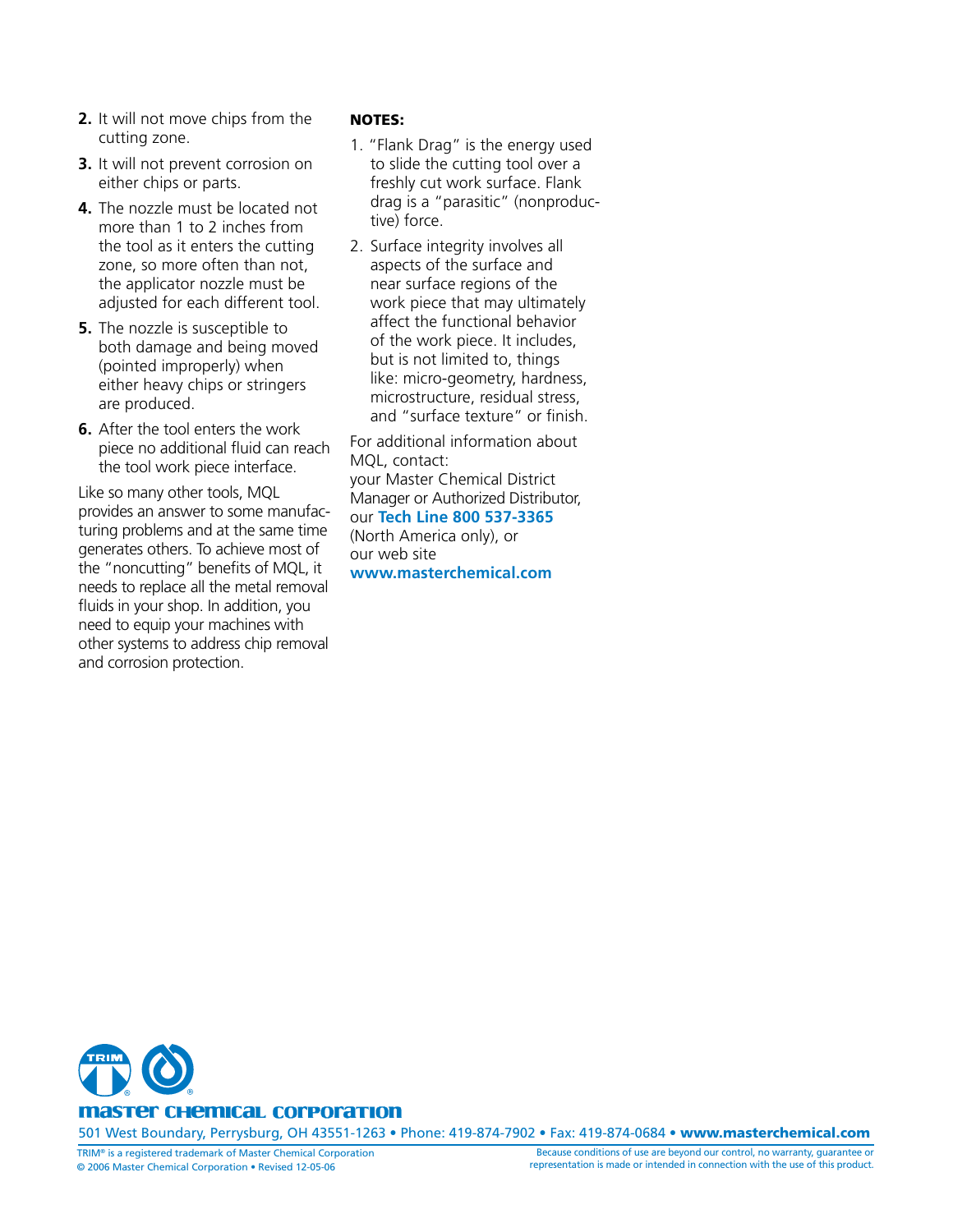2. It will not move chips from the cutting zone.
3. It will not prevent corrosion on either chips or parts.
4. The nozzle must be located not more than 1 to 2 inches from the tool as it enters the cutting zone, so more often than not, the applicator nozzle must be adjusted for each different tool.
5. The nozzle is susceptible to both damage and being moved (pointed improperly) when either heavy chips or stringers are produced.
6. After the tool enters the work piece no additional fluid can reach the tool work piece interface.

Like so many other tools, MQL provides an answer to some manufacturing problems and at the same time generates others. To achieve most of the "noncutting" benefits of MQL, it needs to replace all the metal removal fluids in your shop. In addition, you need to equip your machines with other systems to address chip removal and corrosion protection.

**NOTES:**

1. "Flank Drag" is the energy used to slide the cutting tool over a freshly cut work surface. Flank drag is a "parasitic" (nonproductive) force.
2. Surface integrity involves all aspects of the surface and near surface regions of the work piece that may ultimately affect the functional behavior of the work piece. It includes, but is not limited to, things like: micro-geometry, hardness, microstructure, residual stress, and "surface texture" or finish.

For additional information about MQL, contact:
your Master Chemical District Manager or Authorized Distributor, our **Tech Line 800 537-3365** (North America only), or our web site **www.masterchemical.com**

**master chemical corporation**

501 West Boundary, Perrysburg, OH 43551-1263 • Phone: 419-874-7902 • Fax: 419-874-0684 • **www.masterchemical.com**

TRIM® is a registered trademark of Master Chemical Corporation
© 2006 Master Chemical Corporation • Revised 12-05-06

Because conditions of use are beyond our control, no warranty, guarantee or representation is made or intended in connection with the use of this product.